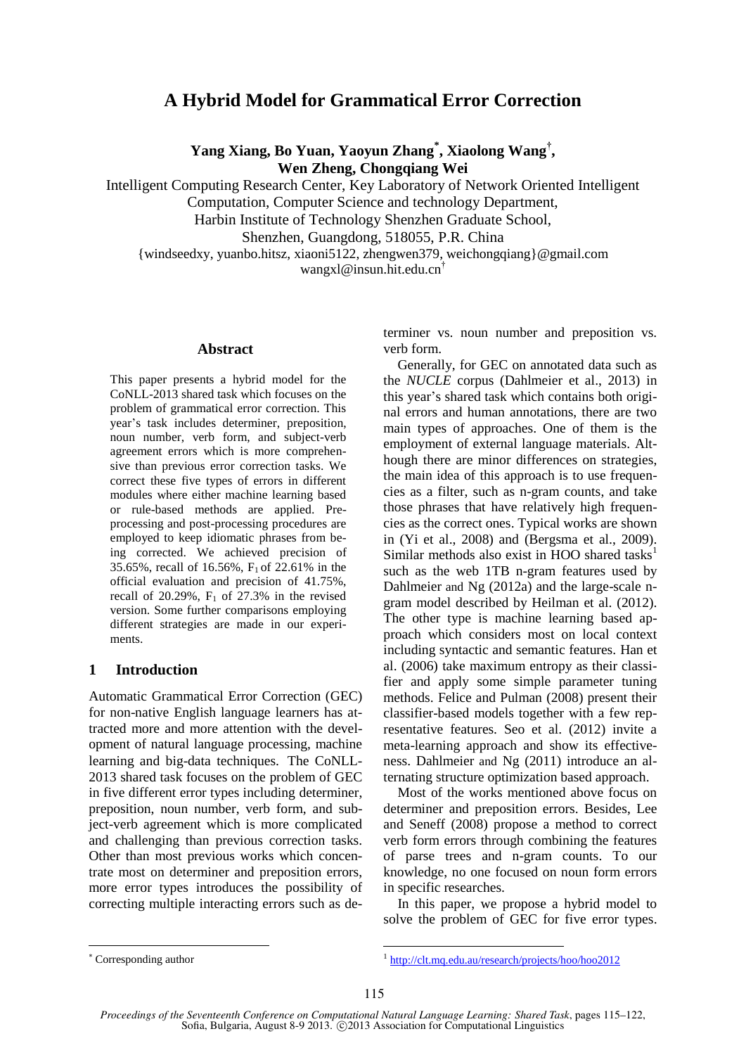# A Hybrid Model for Grammatical Error Correction

**Yang Xiang, Bo Yuan, Yaoyun Zhang[*], Xiaolong Wang[†], Wen Zheng, Chongqiang Wei**

Intelligent Computing Research Center, Key Laboratory of Network Oriented Intelligent Computation, Computer Science and technology Department, Harbin Institute of Technology Shenzhen Graduate School, Shenzhen, Guangdong, 518055, P.R. China

{windseedxy, yuanbo.hitsz, xiaoni5122, zhengwen379, weichongqiang}@gmail.com
wangxl@insun.hit.edu.cn[†]

## Abstract

This paper presents a hybrid model for the CoNLL-2013 shared task which focuses on the problem of grammatical error correction. This year's task includes determiner, preposition, noun number, verb form, and subject-verb agreement errors which is more comprehensive than previous error correction tasks. We correct these five types of errors in different modules where either machine learning based or rule-based methods are applied. Preprocessing and post-processing procedures are employed to keep idiomatic phrases from being corrected. We achieved precision of 35.65%, recall of 16.56%, $F_1$ of 22.61% in the official evaluation and precision of 41.75%, recall of 20.29%, $F_1$ of 27.3% in the revised version. Some further comparisons employing different strategies are made in our experiments.

## 1 Introduction

Automatic Grammatical Error Correction (GEC) for non-native English language learners has attracted more and more attention with the development of natural language processing, machine learning and big-data techniques. The CoNLL-2013 shared task focuses on the problem of GEC in five different error types including determiner, preposition, noun number, verb form, and subject-verb agreement which is more complicated and challenging than previous correction tasks. Other than most previous works which concentrate most on determiner and preposition errors, more error types introduces the possibility of correcting multiple interacting errors such as determiner vs. noun number and preposition vs. verb form.

Generally, for GEC on annotated data such as the *NUCLE* corpus (Dahlmeier et al., 2013) in this year's shared task which contains both original errors and human annotations, there are two main types of approaches. One of them is the employment of external language materials. Although there are minor differences on strategies, the main idea of this approach is to use frequencies as a filter, such as n-gram counts, and take those phrases that have relatively high frequencies as the correct ones. Typical works are shown in (Yi et al., 2008) and (Bergsma et al., 2009). Similar methods also exist in HOO shared tasks[1] such as the web 1TB n-gram features used by Dahlmeier and Ng (2012a) and the large-scale n-gram model described by Heilman et al. (2012). The other type is machine learning based approach which considers most on local context including syntactic and semantic features. Han et al. (2006) take maximum entropy as their classifier and apply some simple parameter tuning methods. Felice and Pulman (2008) present their classifier-based models together with a few representative features. Seo et al. (2012) invite a meta-learning approach and show its effectiveness. Dahlmeier and Ng (2011) introduce an alternating structure optimization based approach.

Most of the works mentioned above focus on determiner and preposition errors. Besides, Lee and Seneff (2008) propose a method to correct verb form errors through combining the features of parse trees and n-gram counts. To our knowledge, no one focused on noun form errors in specific researches.

In this paper, we propose a hybrid model to solve the problem of GEC for five error types.

---

[*] Corresponding author

[1] http://clt.mq.edu.au/research/projects/hoo/hoo2012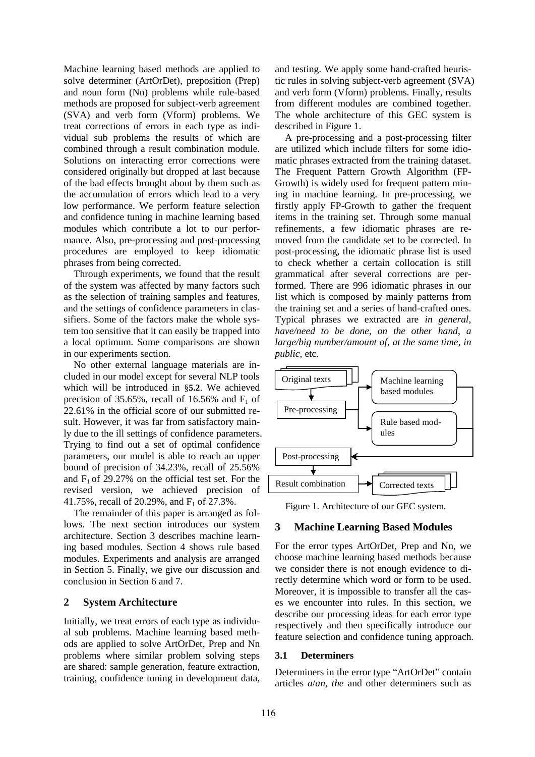Machine learning based methods are applied to solve determiner (ArtOrDet), preposition (Prep) and noun form (Nn) problems while rule-based methods are proposed for subject-verb agreement (SVA) and verb form (Vform) problems. We treat corrections of errors in each type as individual sub problems the results of which are combined through a result combination module. Solutions on interacting error corrections were considered originally but dropped at last because of the bad effects brought about by them such as the accumulation of errors which lead to a very low performance. We perform feature selection and confidence tuning in machine learning based modules which contribute a lot to our performance. Also, pre-processing and post-processing procedures are employed to keep idiomatic phrases from being corrected.

Through experiments, we found that the result of the system was affected by many factors such as the selection of training samples and features, and the settings of confidence parameters in classifiers. Some of the factors make the whole system too sensitive that it can easily be trapped into a local optimum. Some comparisons are shown in our experiments section.

No other external language materials are included in our model except for several NLP tools which will be introduced in §**5.2**. We achieved precision of 35.65%, recall of 16.56% and $F_1$ of 22.61% in the official score of our submitted result. However, it was far from satisfactory mainly due to the ill settings of confidence parameters. Trying to find out a set of optimal confidence parameters, our model is able to reach an upper bound of precision of 34.23%, recall of 25.56% and $F_1$ of 29.27% on the official test set. For the revised version, we achieved precision of 41.75%, recall of 20.29%, and $F_1$ of 27.3%.

The remainder of this paper is arranged as follows. The next section introduces our system architecture. Section 3 describes machine learning based modules. Section 4 shows rule based modules. Experiments and analysis are arranged in Section 5. Finally, we give our discussion and conclusion in Section 6 and 7.

## 2 System Architecture

Initially, we treat errors of each type as individual sub problems. Machine learning based methods are applied to solve ArtOrDet, Prep and Nn problems where similar problem solving steps are shared: sample generation, feature extraction, training, confidence tuning in development data, and testing. We apply some hand-crafted heuristic rules in solving subject-verb agreement (SVA) and verb form (Vform) problems. Finally, results from different modules are combined together. The whole architecture of this GEC system is described in Figure 1.

A pre-processing and a post-processing filter are utilized which include filters for some idiomatic phrases extracted from the training dataset. The Frequent Pattern Growth Algorithm (FP-Growth) is widely used for frequent pattern mining in machine learning. In pre-processing, we firstly apply FP-Growth to gather the frequent items in the training set. Through some manual refinements, a few idiomatic phrases are removed from the candidate set to be corrected. In post-processing, the idiomatic phrase list is used to check whether a certain collocation is still grammatical after several corrections are performed. There are 996 idiomatic phrases in our list which is composed by mainly patterns from the training set and a series of hand-crafted ones. Typical phrases we extracted are *in general*, *have/need to be done*, *on the other hand*, *a large/big number/amount of*, *at the same time*, *in public*, etc.

Figure 1. Architecture of our GEC system.

## 3 Machine Learning Based Modules

For the error types ArtOrDet, Prep and Nn, we choose machine learning based methods because we consider there is not enough evidence to directly determine which word or form to be used. Moreover, it is impossible to transfer all the cases we encounter into rules. In this section, we describe our processing ideas for each error type respectively and then specifically introduce our feature selection and confidence tuning approach.

### 3.1 Determiners

Determiners in the error type "ArtOrDet" contain articles *a*/*an*, *the* and other determiners such as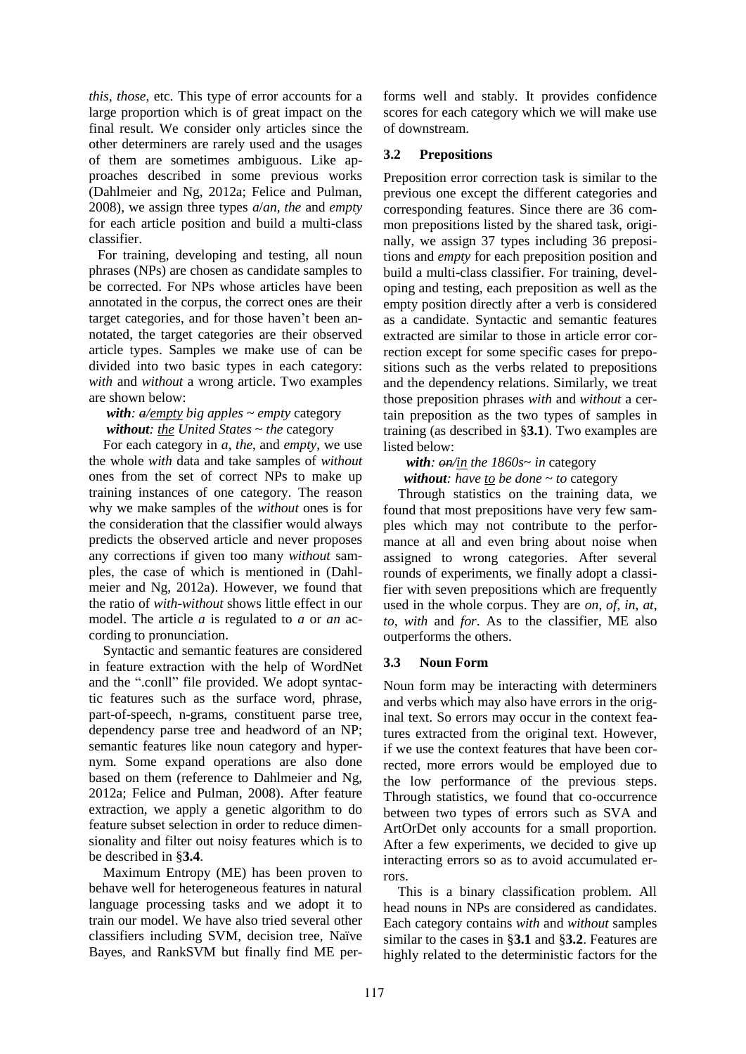*this*, *those*, etc. This type of error accounts for a large proportion which is of great impact on the final result. We consider only articles since the other determiners are rarely used and the usages of them are sometimes ambiguous. Like approaches described in some previous works (Dahlmeier and Ng, 2012a; Felice and Pulman, 2008), we assign three types *a*/*an*, *the* and *empty* for each article position and build a multi-class classifier.

For training, developing and testing, all noun phrases (NPs) are chosen as candidate samples to be corrected. For NPs whose articles have been annotated in the corpus, the correct ones are their target categories, and for those haven't been annotated, the target categories are their observed article types. Samples we make use of can be divided into two basic types in each category: *with* and *without* a wrong article. Two examples are shown below:

***with**: ~~a~~/empty big apples* ~ *empty* category
***without**: the United States* ~ *the* category

For each category in *a*, *the*, and *empty*, we use the whole *with* data and take samples of *without* ones from the set of correct NPs to make up training instances of one category. The reason why we make samples of the *without* ones is for the consideration that the classifier would always predicts the observed article and never proposes any corrections if given too many *without* samples, the case of which is mentioned in (Dahlmeier and Ng, 2012a). However, we found that the ratio of *with*-*without* shows little effect in our model. The article *a* is regulated to *a* or *an* according to pronunciation.

Syntactic and semantic features are considered in feature extraction with the help of WordNet and the ".conll" file provided. We adopt syntactic features such as the surface word, phrase, part-of-speech, n-grams, constituent parse tree, dependency parse tree and headword of an NP; semantic features like noun category and hypernym. Some expand operations are also done based on them (reference to Dahlmeier and Ng, 2012a; Felice and Pulman, 2008). After feature extraction, we apply a genetic algorithm to do feature subset selection in order to reduce dimensionality and filter out noisy features which is to be described in §**3.4**.

Maximum Entropy (ME) has been proven to behave well for heterogeneous features in natural language processing tasks and we adopt it to train our model. We have also tried several other classifiers including SVM, decision tree, Naïve Bayes, and RankSVM but finally find ME performs well and stably. It provides confidence scores for each category which we will make use of downstream.

### 3.2 Prepositions

Preposition error correction task is similar to the previous one except the different categories and corresponding features. Since there are 36 common prepositions listed by the shared task, originally, we assign 37 types including 36 prepositions and *empty* for each preposition position and build a multi-class classifier. For training, developing and testing, each preposition as well as the empty position directly after a verb is considered as a candidate. Syntactic and semantic features extracted are similar to those in article error correction except for some specific cases for prepositions such as the verbs related to prepositions and the dependency relations. Similarly, we treat those preposition phrases *with* and *without* a certain preposition as the two types of samples in training (as described in §**3.1**). Two examples are listed below:

***with**: ~~on~~/in the 1860s*~ *in* category
***without**: have to be done* ~ *to* category

Through statistics on the training data, we found that most prepositions have very few samples which may not contribute to the performance at all and even bring about noise when assigned to wrong categories. After several rounds of experiments, we finally adopt a classifier with seven prepositions which are frequently used in the whole corpus. They are *on*, *of*, *in*, *at*, *to*, *with* and *for*. As to the classifier, ME also outperforms the others.

### 3.3 Noun Form

Noun form may be interacting with determiners and verbs which may also have errors in the original text. So errors may occur in the context features extracted from the original text. However, if we use the context features that have been corrected, more errors would be employed due to the low performance of the previous steps. Through statistics, we found that co-occurrence between two types of errors such as SVA and ArtOrDet only accounts for a small proportion. After a few experiments, we decided to give up interacting errors so as to avoid accumulated errors.

This is a binary classification problem. All head nouns in NPs are considered as candidates. Each category contains *with* and *without* samples similar to the cases in §**3.1** and §**3.2**. Features are highly related to the deterministic factors for the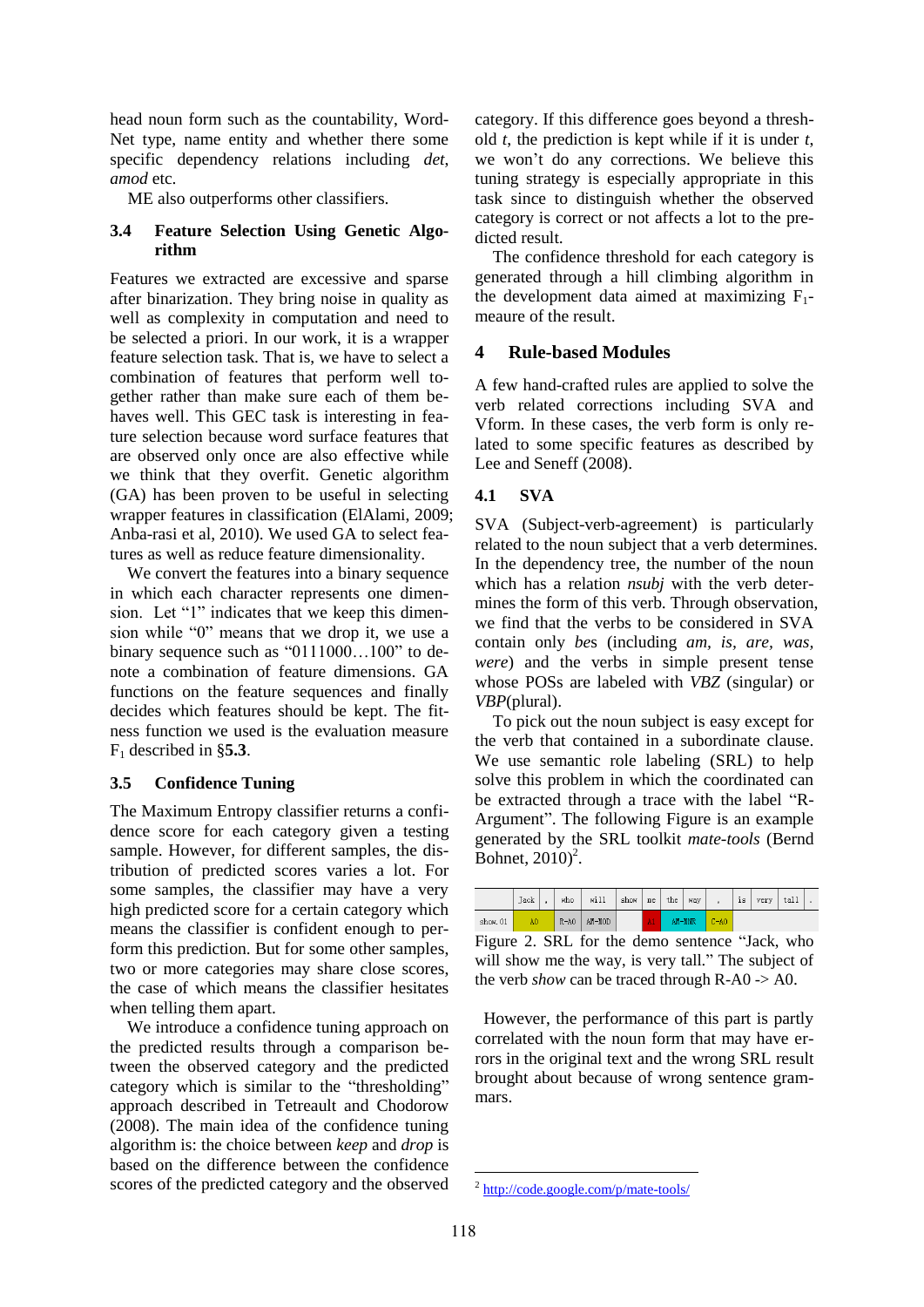head noun form such as the countability, WordNet type, name entity and whether there some specific dependency relations including *det*, *amod* etc.

ME also outperforms other classifiers.

### 3.4 Feature Selection Using Genetic Algorithm

Features we extracted are excessive and sparse after binarization. They bring noise in quality as well as complexity in computation and need to be selected a priori. In our work, it is a wrapper feature selection task. That is, we have to select a combination of features that perform well together rather than make sure each of them behaves well. This GEC task is interesting in feature selection because word surface features that are observed only once are also effective while we think that they overfit. Genetic algorithm (GA) has been proven to be useful in selecting wrapper features in classification (ElAlami, 2009; Anba-rasi et al, 2010). We used GA to select features as well as reduce feature dimensionality.

We convert the features into a binary sequence in which each character represents one dimension. Let "1" indicates that we keep this dimension while "0" means that we drop it, we use a binary sequence such as "0111000…100" to denote a combination of feature dimensions. GA functions on the feature sequences and finally decides which features should be kept. The fitness function we used is the evaluation measure $F_1$ described in §**5.3**.

### 3.5 Confidence Tuning

The Maximum Entropy classifier returns a confidence score for each category given a testing sample. However, for different samples, the distribution of predicted scores varies a lot. For some samples, the classifier may have a very high predicted score for a certain category which means the classifier is confident enough to perform this prediction. But for some other samples, two or more categories may share close scores, the case of which means the classifier hesitates when telling them apart.

We introduce a confidence tuning approach on the predicted results through a comparison between the observed category and the predicted category which is similar to the "thresholding" approach described in Tetreault and Chodorow (2008). The main idea of the confidence tuning algorithm is: the choice between *keep* and *drop* is based on the difference between the confidence scores of the predicted category and the observed category. If this difference goes beyond a threshold *t*, the prediction is kept while if it is under *t*, we won't do any corrections. We believe this tuning strategy is especially appropriate in this task since to distinguish whether the observed category is correct or not affects a lot to the predicted result.

The confidence threshold for each category is generated through a hill climbing algorithm in the development data aimed at maximizing $F_1$-meaure of the result.

## 4 Rule-based Modules

A few hand-crafted rules are applied to solve the verb related corrections including SVA and Vform. In these cases, the verb form is only related to some specific features as described by Lee and Seneff (2008).

### 4.1 SVA

SVA (Subject-verb-agreement) is particularly related to the noun subject that a verb determines. In the dependency tree, the number of the noun which has a relation *nsubj* with the verb determines the form of this verb. Through observation, we find that the verbs to be considered in SVA contain only *be*s (including *am, is, are, was, were*) and the verbs in simple present tense whose POSs are labeled with *VBZ* (singular) or *VBP*(plural).

To pick out the noun subject is easy except for the verb that contained in a subordinate clause. We use semantic role labeling (SRL) to help solve this problem in which the coordinated can be extracted through a trace with the label "R-Argument". The following Figure is an example generated by the SRL toolkit *mate-tools* (Bernd Bohnet, 2010)[2].

| | Jack | , | who | will | show | me | the | way | , | is | very | tall | . |
|---|---|---|---|---|---|---|---|---|---|---|---|---|---|
| show.01 | A0 | | R-A0 | AM-MOD | | A1 | AM-MNR | | C-A0 | | | | |

Figure 2. SRL for the demo sentence "Jack, who will show me the way, is very tall." The subject of the verb *show* can be traced through R-A0 -> A0.

However, the performance of this part is partly correlated with the noun form that may have errors in the original text and the wrong SRL result brought about because of wrong sentence grammars.

[2] http://code.google.com/p/mate-tools/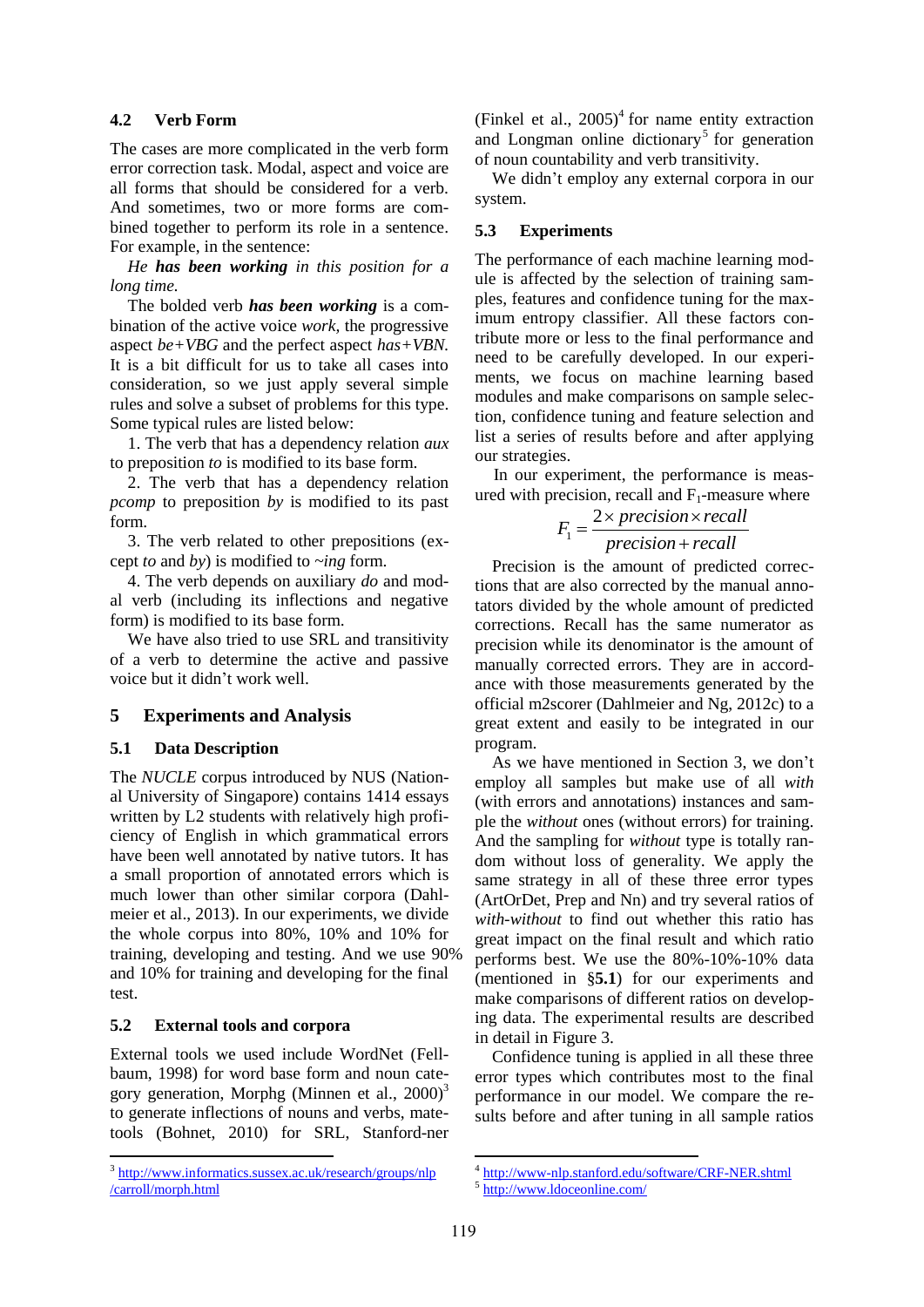### 4.2 Verb Form

The cases are more complicated in the verb form error correction task. Modal, aspect and voice are all forms that should be considered for a verb. And sometimes, two or more forms are combined together to perform its role in a sentence. For example, in the sentence:

*He **has been working** in this position for a long time.*

The bolded verb ***has been working*** is a combination of the active voice *work*, the progressive aspect *be+VBG* and the perfect aspect *has+VBN*. It is a bit difficult for us to take all cases into consideration, so we just apply several simple rules and solve a subset of problems for this type. Some typical rules are listed below:

1. The verb that has a dependency relation *aux* to preposition *to* is modified to its base form.

2. The verb that has a dependency relation *pcomp* to preposition *by* is modified to its past form.

3. The verb related to other prepositions (except *to* and *by*) is modified to *~ing* form.

4. The verb depends on auxiliary *do* and modal verb (including its inflections and negative form) is modified to its base form.

We have also tried to use SRL and transitivity of a verb to determine the active and passive voice but it didn't work well.

## 5 Experiments and Analysis

### 5.1 Data Description

The *NUCLE* corpus introduced by NUS (National University of Singapore) contains 1414 essays written by L2 students with relatively high proficiency of English in which grammatical errors have been well annotated by native tutors. It has a small proportion of annotated errors which is much lower than other similar corpora (Dahlmeier et al., 2013). In our experiments, we divide the whole corpus into 80%, 10% and 10% for training, developing and testing. And we use 90% and 10% for training and developing for the final test.

### 5.2 External tools and corpora

External tools we used include WordNet (Fellbaum, 1998) for word base form and noun category generation, Morphg (Minnen et al., 2000)[3] to generate inflections of nouns and verbs, mate-tools (Bohnet, 2010) for SRL, Stanford-ner (Finkel et al., 2005)[4] for name entity extraction and Longman online dictionary[5] for generation of noun countability and verb transitivity.

We didn't employ any external corpora in our system.

### 5.3 Experiments

The performance of each machine learning module is affected by the selection of training samples, features and confidence tuning for the maximum entropy classifier. All these factors contribute more or less to the final performance and need to be carefully developed. In our experiments, we focus on machine learning based modules and make comparisons on sample selection, confidence tuning and feature selection and list a series of results before and after applying our strategies.

In our experiment, the performance is measured with precision, recall and $F_1$-measure where

$$F_1 = \frac{2 \times precision \times recall}{precision + recall}$$

Precision is the amount of predicted corrections that are also corrected by the manual annotators divided by the whole amount of predicted corrections. Recall has the same numerator as precision while its denominator is the amount of manually corrected errors. They are in accordance with those measurements generated by the official m2scorer (Dahlmeier and Ng, 2012c) to a great extent and easily to be integrated in our program.

As we have mentioned in Section 3, we don't employ all samples but make use of all *with* (with errors and annotations) instances and sample the *without* ones (without errors) for training. And the sampling for *without* type is totally random without loss of generality. We apply the same strategy in all of these three error types (ArtOrDet, Prep and Nn) and try several ratios of *with*-*without* to find out whether this ratio has great impact on the final result and which ratio performs best. We use the 80%-10%-10% data (mentioned in §**5.1**) for our experiments and make comparisons of different ratios on developing data. The experimental results are described in detail in Figure 3.

Confidence tuning is applied in all these three error types which contributes most to the final performance in our model. We compare the results before and after tuning in all sample ratios

[3] http://www.informatics.sussex.ac.uk/research/groups/nlp/carroll/morph.html

[4] http://www-nlp.stanford.edu/software/CRF-NER.shtml

[5] http://www.ldoceonline.com/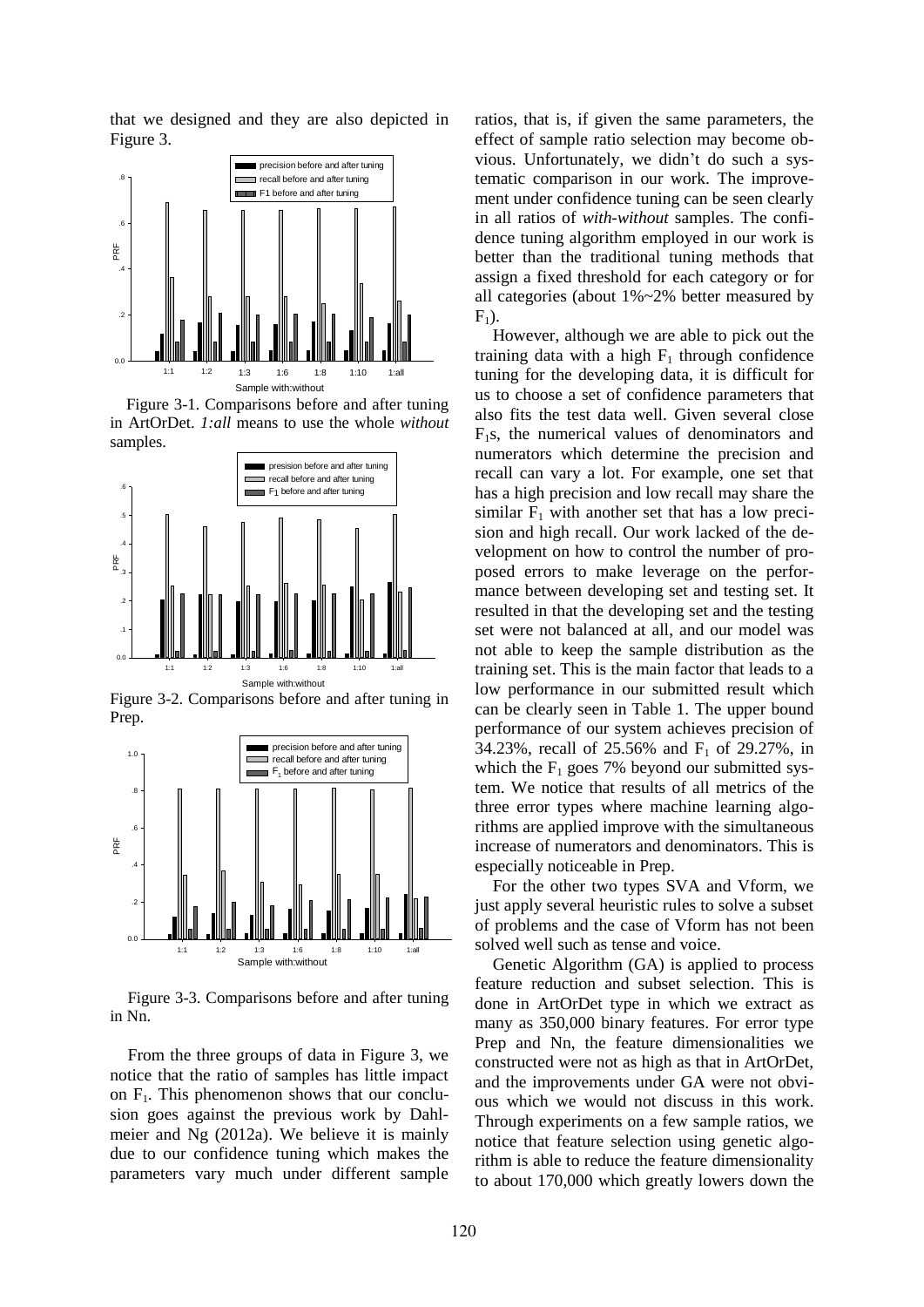that we designed and they are also depicted in Figure 3.

Figure 3-1. Comparisons before and after tuning in ArtOrDet. *1:all* means to use the whole *without* samples.

Figure 3-2. Comparisons before and after tuning in Prep.

Figure 3-3. Comparisons before and after tuning in Nn.

From the three groups of data in Figure 3, we notice that the ratio of samples has little impact on $F_1$. This phenomenon shows that our conclusion goes against the previous work by Dahlmeier and Ng (2012a). We believe it is mainly due to our confidence tuning which makes the parameters vary much under different sample ratios, that is, if given the same parameters, the effect of sample ratio selection may become obvious. Unfortunately, we didn't do such a systematic comparison in our work. The improvement under confidence tuning can be seen clearly in all ratios of *with-without* samples. The confidence tuning algorithm employed in our work is better than the traditional tuning methods that assign a fixed threshold for each category or for all categories (about 1%~2% better measured by $F_1$).

However, although we are able to pick out the training data with a high $F_1$ through confidence tuning for the developing data, it is difficult for us to choose a set of confidence parameters that also fits the test data well. Given several close $F_1$s, the numerical values of denominators and numerators which determine the precision and recall can vary a lot. For example, one set that has a high precision and low recall may share the similar $F_1$ with another set that has a low precision and high recall. Our work lacked of the development on how to control the number of proposed errors to make leverage on the performance between developing set and testing set. It resulted in that the developing set and the testing set were not balanced at all, and our model was not able to keep the sample distribution as the training set. This is the main factor that leads to a low performance in our submitted result which can be clearly seen in Table 1. The upper bound performance of our system achieves precision of 34.23%, recall of 25.56% and $F_1$ of 29.27%, in which the $F_1$ goes 7% beyond our submitted system. We notice that results of all metrics of the three error types where machine learning algorithms are applied improve with the simultaneous increase of numerators and denominators. This is especially noticeable in Prep.

For the other two types SVA and Vform, we just apply several heuristic rules to solve a subset of problems and the case of Vform has not been solved well such as tense and voice.

Genetic Algorithm (GA) is applied to process feature reduction and subset selection. This is done in ArtOrDet type in which we extract as many as 350,000 binary features. For error type Prep and Nn, the feature dimensionalities we constructed were not as high as that in ArtOrDet, and the improvements under GA were not obvious which we would not discuss in this work. Through experiments on a few sample ratios, we notice that feature selection using genetic algorithm is able to reduce the feature dimensionality to about 170,000 which greatly lowers down the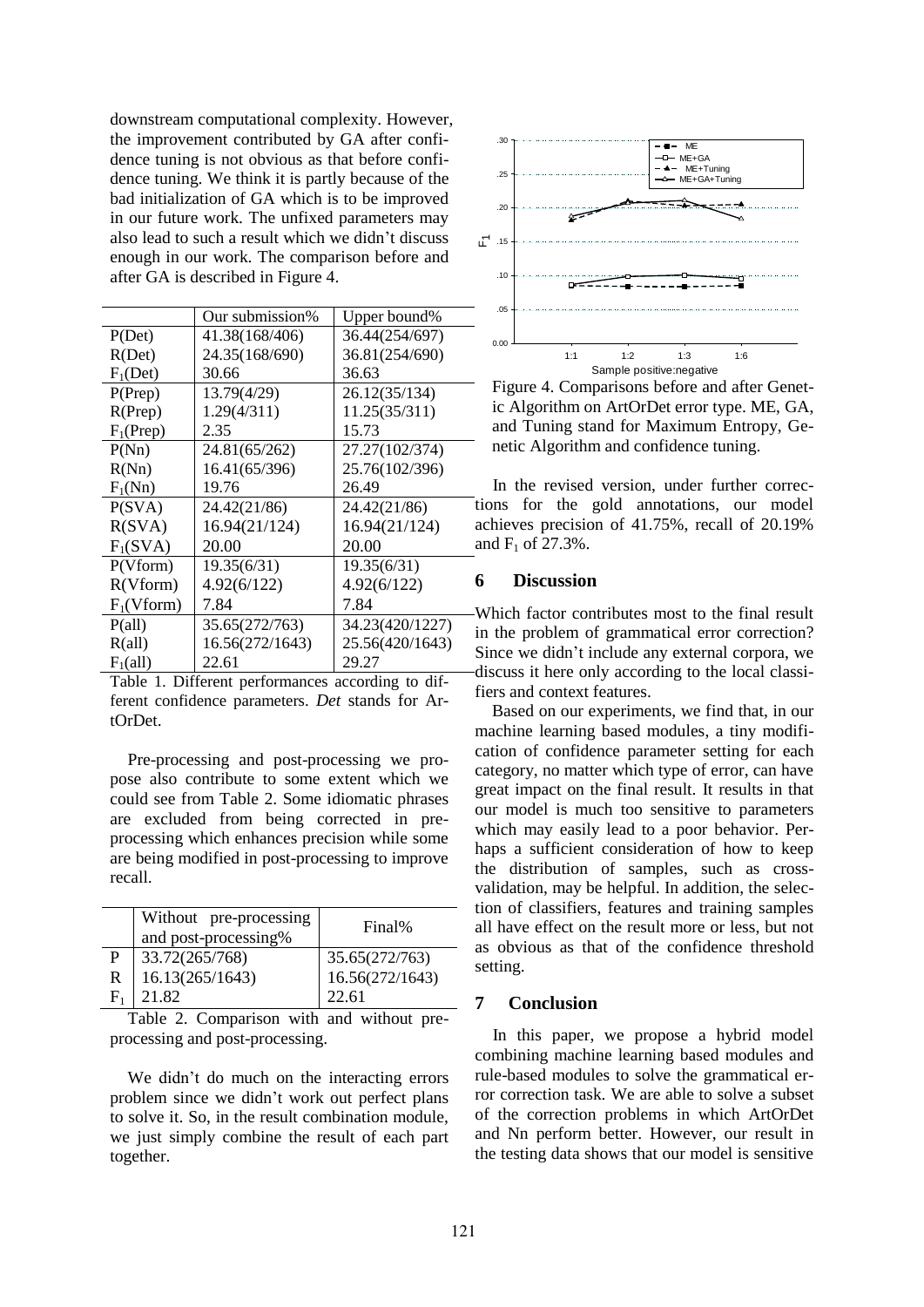downstream computational complexity. However, the improvement contributed by GA after confidence tuning is not obvious as that before confidence tuning. We think it is partly because of the bad initialization of GA which is to be improved in our future work. The unfixed parameters may also lead to such a result which we didn't discuss enough in our work. The comparison before and after GA is described in Figure 4.

| | Our submission% | Upper bound% |
|---|---|---|
| P(Det) | 41.38(168/406) | 36.44(254/697) |
| R(Det) | 24.35(168/690) | 36.81(254/690) |
| $F_1$(Det) | 30.66 | 36.63 |
| P(Prep) | 13.79(4/29) | 26.12(35/134) |
| R(Prep) | 1.29(4/311) | 11.25(35/311) |
| $F_1$(Prep) | 2.35 | 15.73 |
| P(Nn) | 24.81(65/262) | 27.27(102/374) |
| R(Nn) | 16.41(65/396) | 25.76(102/396) |
| $F_1$(Nn) | 19.76 | 26.49 |
| P(SVA) | 24.42(21/86) | 24.42(21/86) |
| R(SVA) | 16.94(21/124) | 16.94(21/124) |
| $F_1$(SVA) | 20.00 | 20.00 |
| P(Vform) | 19.35(6/31) | 19.35(6/31) |
| R(Vform) | 4.92(6/122) | 4.92(6/122) |
| $F_1$(Vform) | 7.84 | 7.84 |
| P(all) | 35.65(272/763) | 34.23(420/1227) |
| R(all) | 16.56(272/1643) | 25.56(420/1643) |
| $F_1$(all) | 22.61 | 29.27 |

Table 1. Different performances according to different confidence parameters. *Det* stands for ArtOrDet.

Pre-processing and post-processing we propose also contribute to some extent which we could see from Table 2. Some idiomatic phrases are excluded from being corrected in pre-processing which enhances precision while some are being modified in post-processing to improve recall.

| | Without pre-processing and post-processing% | Final% |
|---|---|---|
| P | 33.72(265/768) | 35.65(272/763) |
| R | 16.13(265/1643) | 16.56(272/1643) |
| $F_1$ | 21.82 | 22.61 |

Table 2. Comparison with and without pre-processing and post-processing.

We didn't do much on the interacting errors problem since we didn't work out perfect plans to solve it. So, in the result combination module, we just simply combine the result of each part together.

Figure 4. Comparisons before and after Genetic Algorithm on ArtOrDet error type. ME, GA, and Tuning stand for Maximum Entropy, Genetic Algorithm and confidence tuning.

In the revised version, under further corrections for the gold annotations, our model achieves precision of 41.75%, recall of 20.19% and $F_1$ of 27.3%.

## 6 Discussion

Which factor contributes most to the final result in the problem of grammatical error correction? Since we didn't include any external corpora, we discuss it here only according to the local classifiers and context features.

Based on our experiments, we find that, in our machine learning based modules, a tiny modification of confidence parameter setting for each category, no matter which type of error, can have great impact on the final result. It results in that our model is much too sensitive to parameters which may easily lead to a poor behavior. Perhaps a sufficient consideration of how to keep the distribution of samples, such as cross-validation, may be helpful. In addition, the selection of classifiers, features and training samples all have effect on the result more or less, but not as obvious as that of the confidence threshold setting.

## 7 Conclusion

In this paper, we propose a hybrid model combining machine learning based modules and rule-based modules to solve the grammatical error correction task. We are able to solve a subset of the correction problems in which ArtOrDet and Nn perform better. However, our result in the testing data shows that our model is sensitive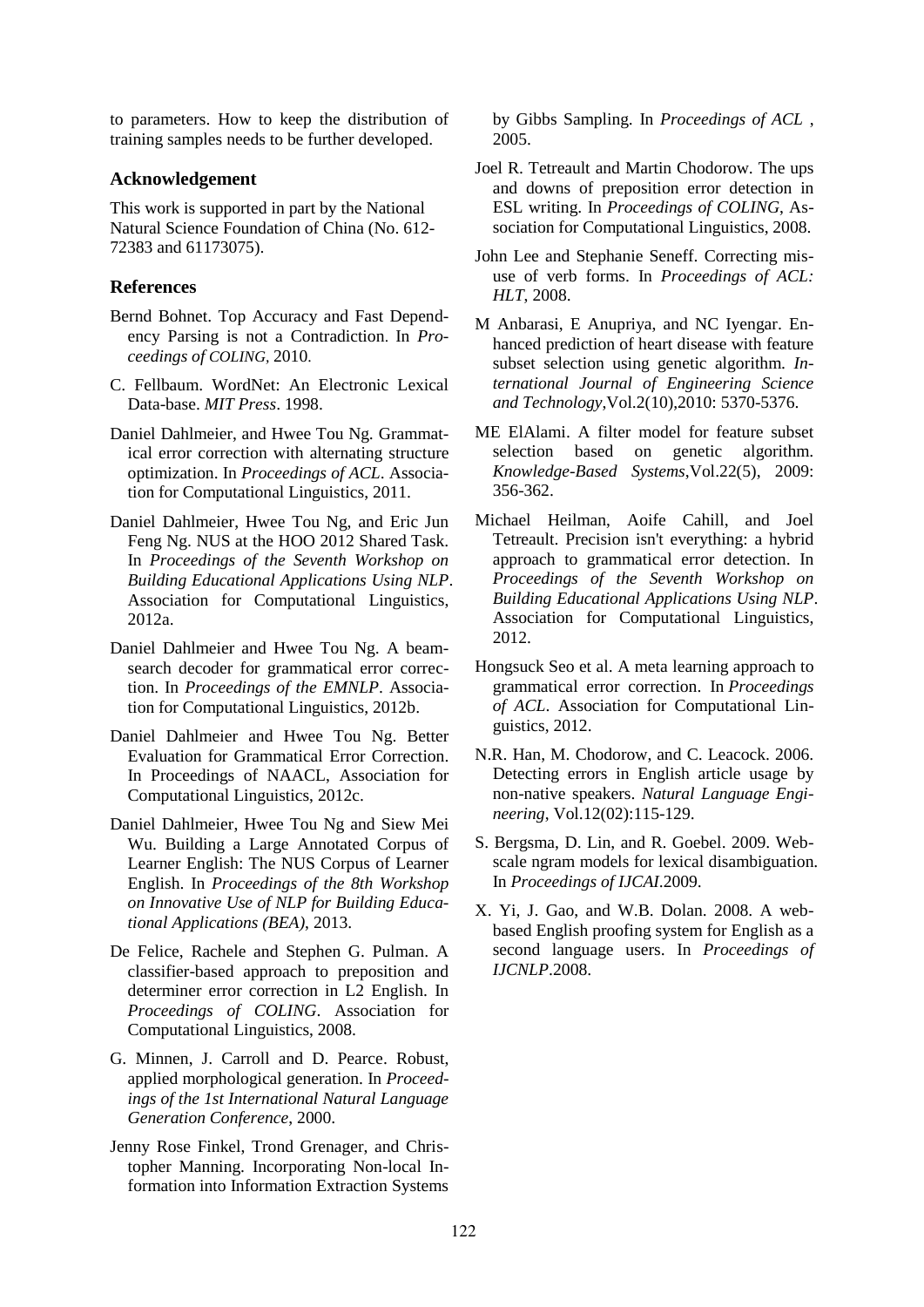to parameters. How to keep the distribution of training samples needs to be further developed.

## Acknowledgement

This work is supported in part by the National Natural Science Foundation of China (No. 61272383 and 61173075).

## References

Bernd Bohnet. Top Accuracy and Fast Dependency Parsing is not a Contradiction. In *Proceedings of COLING,* 2010.

C. Fellbaum. WordNet: An Electronic Lexical Data-base. *MIT Press*. 1998.

Daniel Dahlmeier, and Hwee Tou Ng. Grammatical error correction with alternating structure optimization. In *Proceedings of ACL*. Association for Computational Linguistics, 2011.

Daniel Dahlmeier, Hwee Tou Ng, and Eric Jun Feng Ng. NUS at the HOO 2012 Shared Task. In *Proceedings of the Seventh Workshop on Building Educational Applications Using NLP*. Association for Computational Linguistics, 2012a.

Daniel Dahlmeier and Hwee Tou Ng. A beam-search decoder for grammatical error correction. In *Proceedings of the EMNLP*. Association for Computational Linguistics, 2012b.

Daniel Dahlmeier and Hwee Tou Ng. Better Evaluation for Grammatical Error Correction. In Proceedings of NAACL, Association for Computational Linguistics, 2012c.

Daniel Dahlmeier, Hwee Tou Ng and Siew Mei Wu. Building a Large Annotated Corpus of Learner English: The NUS Corpus of Learner English. In *Proceedings of the 8th Workshop on Innovative Use of NLP for Building Educational Applications (BEA)*, 2013.

De Felice, Rachele and Stephen G. Pulman. A classifier-based approach to preposition and determiner error correction in L2 English. In *Proceedings of COLING*. Association for Computational Linguistics, 2008.

G. Minnen, J. Carroll and D. Pearce. Robust, applied morphological generation. In *Proceedings of the 1st International Natural Language Generation Conference*, 2000.

Jenny Rose Finkel, Trond Grenager, and Christopher Manning. Incorporating Non-local Information into Information Extraction Systems by Gibbs Sampling. In *Proceedings of ACL* , 2005.

Joel R. Tetreault and Martin Chodorow. The ups and downs of preposition error detection in ESL writing. In *Proceedings of COLING*, Association for Computational Linguistics, 2008.

John Lee and Stephanie Seneff. Correcting misuse of verb forms. In *Proceedings of ACL: HLT*, 2008.

M Anbarasi, E Anupriya, and NC Iyengar. Enhanced prediction of heart disease with feature subset selection using genetic algorithm. *International Journal of Engineering Science and Technology*,Vol.2(10),2010: 5370-5376.

ME ElAlami. A filter model for feature subset selection based on genetic algorithm. *Knowledge-Based Systems*,Vol.22(5), 2009: 356-362.

Michael Heilman, Aoife Cahill, and Joel Tetreault. Precision isn't everything: a hybrid approach to grammatical error detection. In *Proceedings of the Seventh Workshop on Building Educational Applications Using NLP*. Association for Computational Linguistics, 2012.

Hongsuck Seo et al. A meta learning approach to grammatical error correction. In *Proceedings of ACL*. Association for Computational Linguistics, 2012.

N.R. Han, M. Chodorow, and C. Leacock. 2006. Detecting errors in English article usage by non-native speakers. *Natural Language Engineering*, Vol.12(02):115-129.

S. Bergsma, D. Lin, and R. Goebel. 2009. Web-scale ngram models for lexical disambiguation. In *Proceedings of IJCAI*.2009.

X. Yi, J. Gao, and W.B. Dolan. 2008. A web-based English proofing system for English as a second language users. In *Proceedings of IJCNLP*.2008.